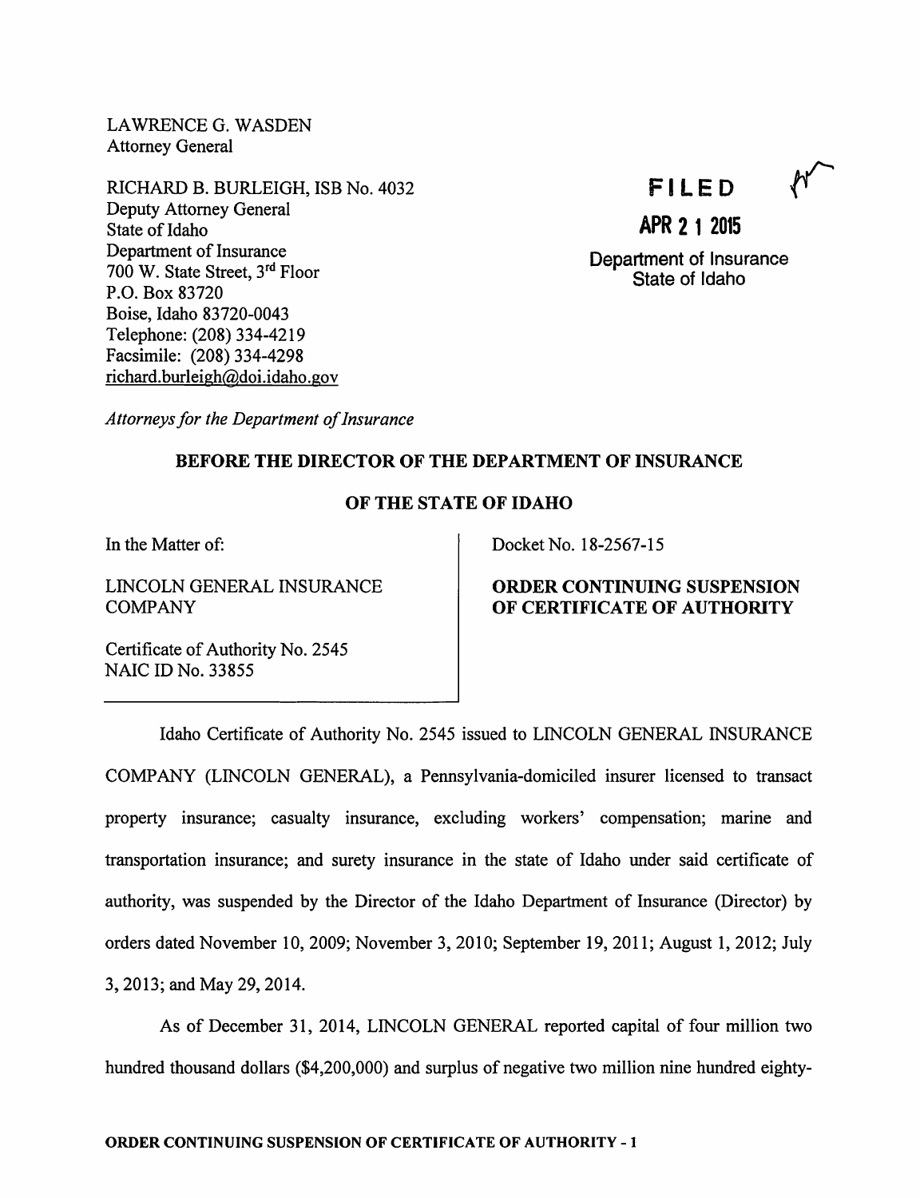LAWRENCE G. WASDEN
Attorney General

RICHARD B. BURLEIGH, ISB No. 4032
Deputy Attorney General
State of Idaho
Department of Insurance
700 W. State Street, 3rd Floor
P.O. Box 83720
Boise, Idaho 83720-0043
Telephone: (208) 334-4219
Facsimile: (208) 334-4298
richard.burleigh@doi.idaho.gov

**FILED**

**APR 21 2015**

Department of Insurance
State of Idaho

*Attorneys for the Department of Insurance*

**BEFORE THE DIRECTOR OF THE DEPARTMENT OF INSURANCE**

**OF THE STATE OF IDAHO**

In the Matter of:

LINCOLN GENERAL INSURANCE COMPANY

Certificate of Authority No. 2545
NAIC ID No. 33855

Docket No. 18-2567-15

**ORDER CONTINUING SUSPENSION OF CERTIFICATE OF AUTHORITY**

Idaho Certificate of Authority No. 2545 issued to LINCOLN GENERAL INSURANCE COMPANY (LINCOLN GENERAL), a Pennsylvania-domiciled insurer licensed to transact property insurance; casualty insurance, excluding workers' compensation; marine and transportation insurance; and surety insurance in the state of Idaho under said certificate of authority, was suspended by the Director of the Idaho Department of Insurance (Director) by orders dated November 10, 2009; November 3, 2010; September 19, 2011; August 1, 2012; July 3, 2013; and May 29, 2014.

As of December 31, 2014, LINCOLN GENERAL reported capital of four million two hundred thousand dollars ($4,200,000) and surplus of negative two million nine hundred eighty-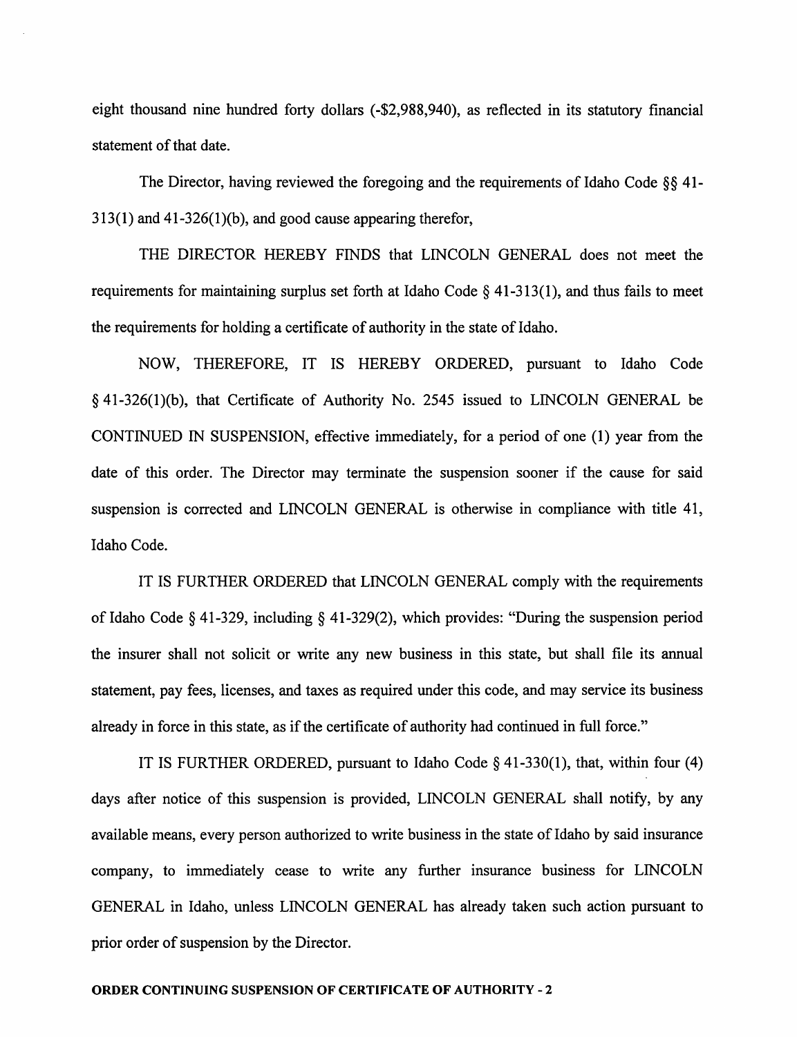eight thousand nine hundred forty dollars (-$2,988,940), as reflected in its statutory financial statement of that date.

The Director, having reviewed the foregoing and the requirements of Idaho Code §§ 41-313(1) and 41-326(1)(b), and good cause appearing therefor,

THE DIRECTOR HEREBY FINDS that LINCOLN GENERAL does not meet the requirements for maintaining surplus set forth at Idaho Code § 41-313(1), and thus fails to meet the requirements for holding a certificate of authority in the state of Idaho.

NOW, THEREFORE, IT IS HEREBY ORDERED, pursuant to Idaho Code § 41-326(1)(b), that Certificate of Authority No. 2545 issued to LINCOLN GENERAL be CONTINUED IN SUSPENSION, effective immediately, for a period of one (1) year from the date of this order. The Director may terminate the suspension sooner if the cause for said suspension is corrected and LINCOLN GENERAL is otherwise in compliance with title 41, Idaho Code.

IT IS FURTHER ORDERED that LINCOLN GENERAL comply with the requirements of Idaho Code § 41-329, including § 41-329(2), which provides: "During the suspension period the insurer shall not solicit or write any new business in this state, but shall file its annual statement, pay fees, licenses, and taxes as required under this code, and may service its business already in force in this state, as if the certificate of authority had continued in full force."

IT IS FURTHER ORDERED, pursuant to Idaho Code § 41-330(1), that, within four (4) days after notice of this suspension is provided, LINCOLN GENERAL shall notify, by any available means, every person authorized to write business in the state of Idaho by said insurance company, to immediately cease to write any further insurance business for LINCOLN GENERAL in Idaho, unless LINCOLN GENERAL has already taken such action pursuant to prior order of suspension by the Director.

**ORDER CONTINUING SUSPENSION OF CERTIFICATE OF AUTHORITY - 2**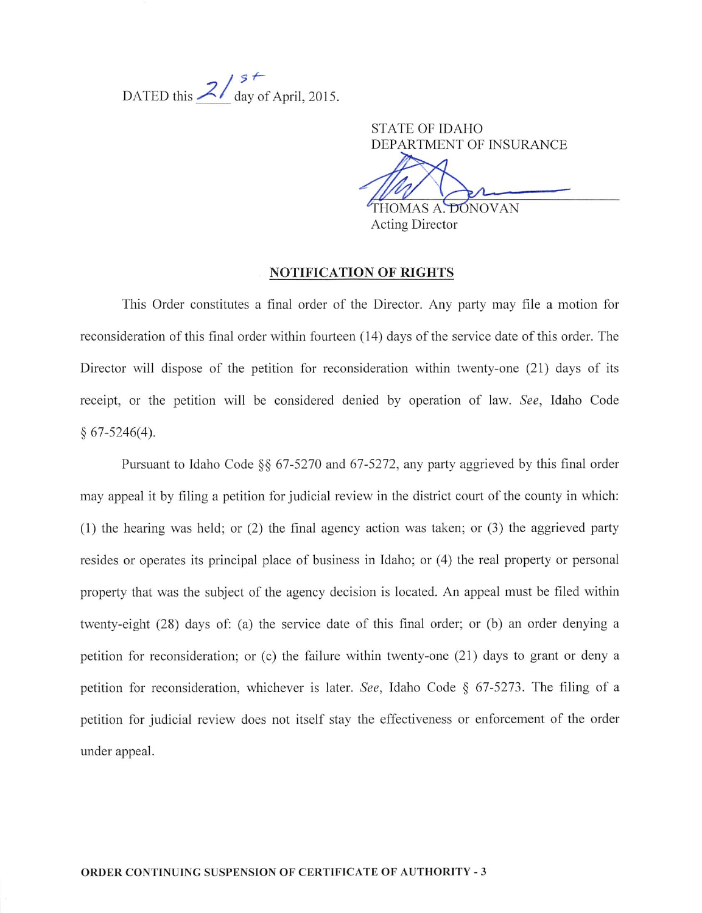DATED this 21st day of April, 2015.

STATE OF IDAHO
DEPARTMENT OF INSURANCE

THOMAS A. DONOVAN
Acting Director

**NOTIFICATION OF RIGHTS**

This Order constitutes a final order of the Director. Any party may file a motion for reconsideration of this final order within fourteen (14) days of the service date of this order. The Director will dispose of the petition for reconsideration within twenty-one (21) days of its receipt, or the petition will be considered denied by operation of law. *See*, Idaho Code § 67-5246(4).

Pursuant to Idaho Code §§ 67-5270 and 67-5272, any party aggrieved by this final order may appeal it by filing a petition for judicial review in the district court of the county in which: (1) the hearing was held; or (2) the final agency action was taken; or (3) the aggrieved party resides or operates its principal place of business in Idaho; or (4) the real property or personal property that was the subject of the agency decision is located. An appeal must be filed within twenty-eight (28) days of: (a) the service date of this final order; or (b) an order denying a petition for reconsideration; or (c) the failure within twenty-one (21) days to grant or deny a petition for reconsideration, whichever is later. *See*, Idaho Code § 67-5273. The filing of a petition for judicial review does not itself stay the effectiveness or enforcement of the order under appeal.

**ORDER CONTINUING SUSPENSION OF CERTIFICATE OF AUTHORITY - 3**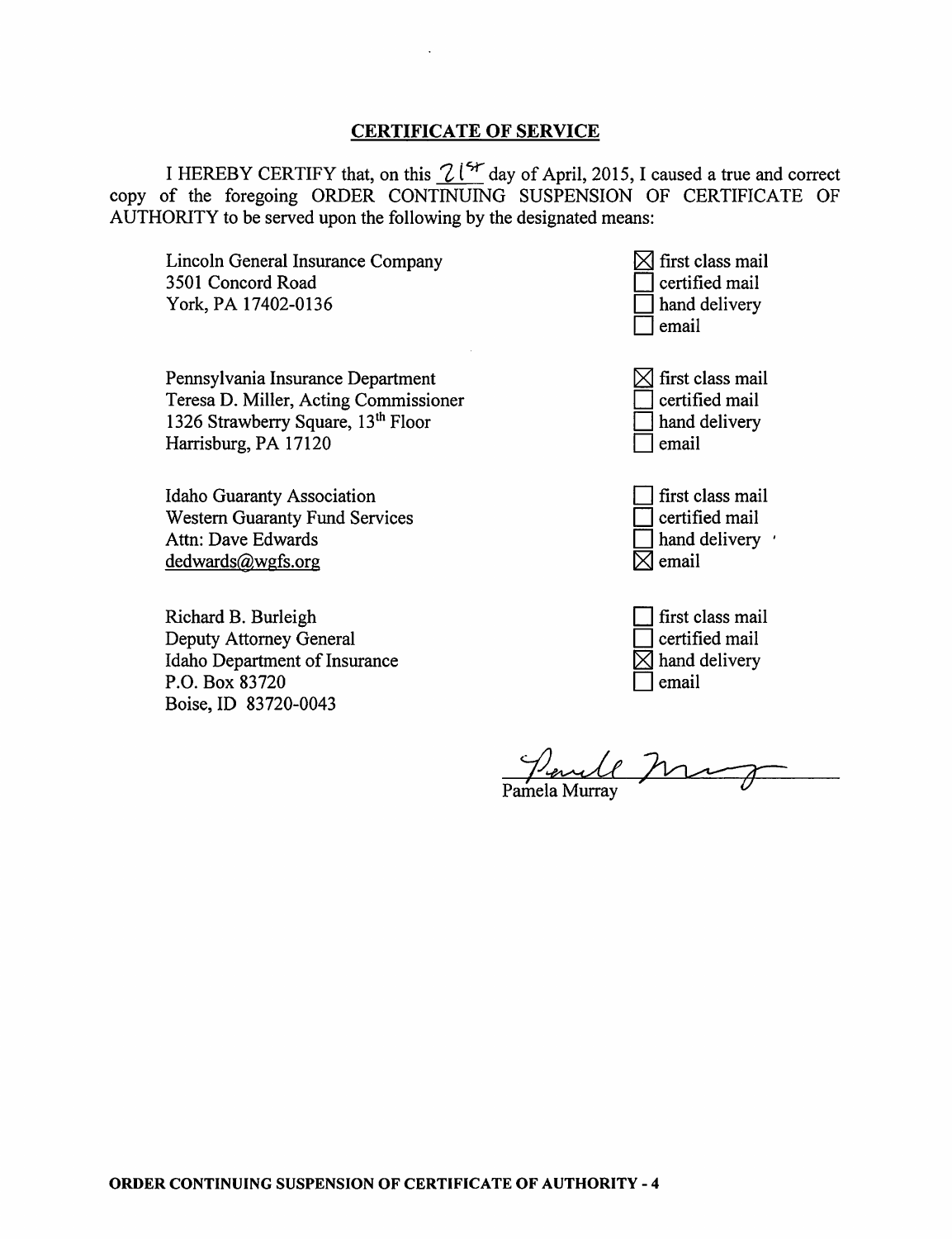## CERTIFICATE OF SERVICE

I HEREBY CERTIFY that, on this 21st day of April, 2015, I caused a true and correct copy of the foregoing ORDER CONTINUING SUSPENSION OF CERTIFICATE OF AUTHORITY to be served upon the following by the designated means:

| | |
|---|---|
| Lincoln General Insurance Company<br>3501 Concord Road<br>York, PA 17402-0136 | ☒ first class mail<br>☐ certified mail<br>☐ hand delivery<br>☐ email |
| Pennsylvania Insurance Department<br>Teresa D. Miller, Acting Commissioner<br>1326 Strawberry Square, 13th Floor<br>Harrisburg, PA 17120 | ☒ first class mail<br>☐ certified mail<br>☐ hand delivery<br>☐ email |
| Idaho Guaranty Association<br>Western Guaranty Fund Services<br>Attn: Dave Edwards<br>dedwards@wgfs.org | ☐ first class mail<br>☐ certified mail<br>☐ hand delivery<br>☒ email |
| Richard B. Burleigh<br>Deputy Attorney General<br>Idaho Department of Insurance<br>P.O. Box 83720<br>Boise, ID 83720-0043 | ☐ first class mail<br>☐ certified mail<br>☒ hand delivery<br>☐ email |

Pamela Murray